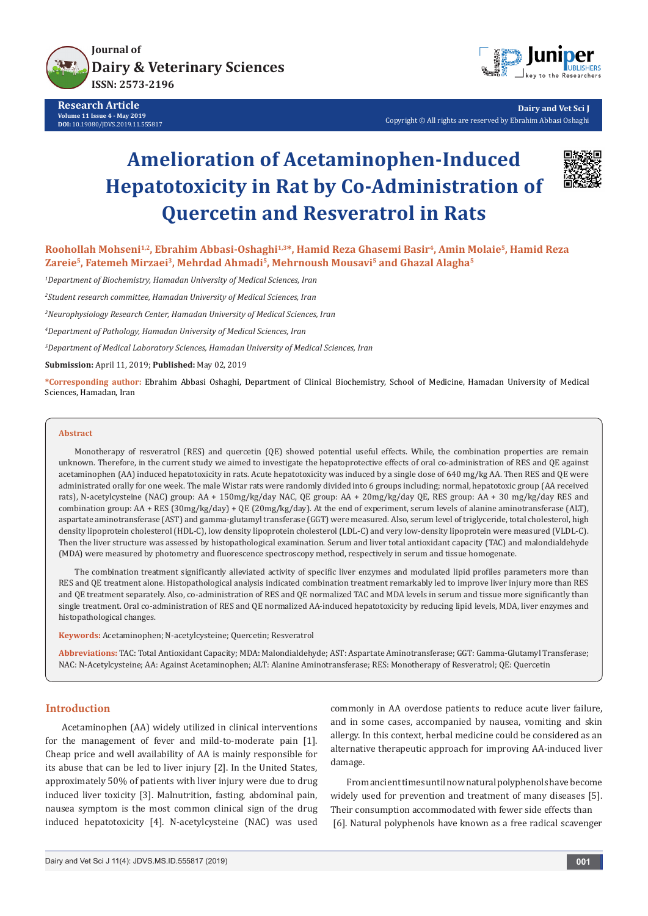Research Article

Volume 11 Issue 4 - May 2019

DOI: 10.19080/JDVS.2019.11.555817

Copyright © All rights are reserved by Ebrahim Abbasi Oshaghi

# Amelioration of Acetaminophen-Induced Hepatotoxicity in Rat by Co-Administration of Quercetin and Resveratrol in Rats

**Roohollah Mohseni[1,2], Ebrahim Abbasi-Oshaghi[1,3*], Hamid Reza Ghasemi Basir[4], Amin Molaie[5], Hamid Reza Zareie[5], Fatemeh Mirzaei[3], Mehrdad Ahmadi[5], Mehrnoush Mousavi[5] and Ghazal Alagha[5]**

[1]*Department of Biochemistry, Hamadan University of Medical Sciences, Iran*

[2]*Student research committee, Hamadan University of Medical Sciences, Iran*

[3]*Neurophysiology Research Center, Hamadan University of Medical Sciences, Iran*

[4]*Department of Pathology, Hamadan University of Medical Sciences, Iran*

[5]*Department of Medical Laboratory Sciences, Hamadan University of Medical Sciences, Iran*

**Submission:** April 11, 2019; **Published:** May 02, 2019

***Corresponding author:** Ebrahim Abbasi Oshaghi, Department of Clinical Biochemistry, School of Medicine, Hamadan University of Medical Sciences, Hamadan, Iran

## Abstract

Monotherapy of resveratrol (RES) and quercetin (QE) showed potential useful effects. While, the combination properties are remain unknown. Therefore, in the current study we aimed to investigate the hepatoprotective effects of oral co-administration of RES and QE against acetaminophen (AA) induced hepatotoxicity in rats. Acute hepatotoxicity was induced by a single dose of 640 mg/kg AA. Then RES and QE were administrated orally for one week. The male Wistar rats were randomly divided into 6 groups including; normal, hepatotoxic group (AA received rats), N-acetylcysteine (NAC) group: AA + 150mg/kg/day NAC, QE group: AA + 20mg/kg/day QE, RES group: AA + 30 mg/kg/day RES and combination group: AA + RES (30mg/kg/day) + QE (20mg/kg/day). At the end of experiment, serum levels of alanine aminotransferase (ALT), aspartate aminotransferase (AST) and gamma-glutamyl transferase (GGT) were measured. Also, serum level of triglyceride, total cholesterol, high density lipoprotein cholesterol (HDL-C), low density lipoprotein cholesterol (LDL-C) and very low-density lipoprotein were measured (VLDL-C). Then the liver structure was assessed by histopathological examination. Serum and liver total antioxidant capacity (TAC) and malondialdehyde (MDA) were measured by photometry and fluorescence spectroscopy method, respectively in serum and tissue homogenate.

The combination treatment significantly alleviated activity of specific liver enzymes and modulated lipid profiles parameters more than RES and QE treatment alone. Histopathological analysis indicated combination treatment remarkably led to improve liver injury more than RES and QE treatment separately. Also, co-administration of RES and QE normalized TAC and MDA levels in serum and tissue more significantly than single treatment. Oral co-administration of RES and QE normalized AA-induced hepatotoxicity by reducing lipid levels, MDA, liver enzymes and histopathological changes.

**Keywords:** Acetaminophen; N-acetylcysteine; Quercetin; Resveratrol

**Abbreviations:** TAC: Total Antioxidant Capacity; MDA: Malondialdehyde; AST: Aspartate Aminotransferase; GGT: Gamma-Glutamyl Transferase; NAC: N-Acetylcysteine; AA: Against Acetaminophen; ALT: Alanine Aminotransferase; RES: Monotherapy of Resveratrol; QE: Quercetin

## Introduction

Acetaminophen (AA) widely utilized in clinical interventions for the management of fever and mild-to-moderate pain [1]. Cheap price and well availability of AA is mainly responsible for its abuse that can be led to liver injury [2]. In the United States, approximately 50% of patients with liver injury were due to drug induced liver toxicity [3]. Malnutrition, fasting, abdominal pain, nausea symptom is the most common clinical sign of the drug induced hepatotoxicity [4]. N-acetylcysteine (NAC) was used commonly in AA overdose patients to reduce acute liver failure, and in some cases, accompanied by nausea, vomiting and skin allergy. In this context, herbal medicine could be considered as an alternative therapeutic approach for improving AA-induced liver damage.

From ancient times until now natural polyphenols have become widely used for prevention and treatment of many diseases [5]. Their consumption accommodated with fewer side effects than [6]. Natural polyphenols have known as a free radical scavenger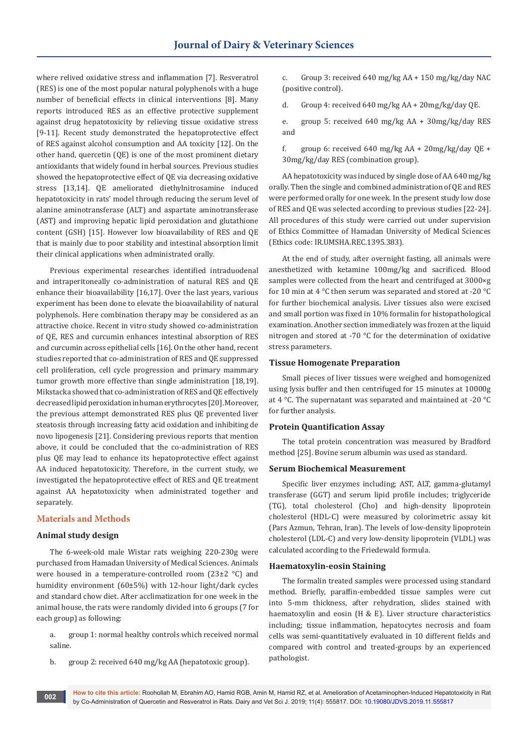where relived oxidative stress and inflammation [7]. Resveratrol (RES) is one of the most popular natural polyphenols with a huge number of beneficial effects in clinical interventions [8]. Many reports introduced RES as an effective protective supplement against drug hepatotoxicity by relieving tissue oxidative stress [9-11]. Recent study demonstrated the hepatoprotective effect of RES against alcohol consumption and AA toxicity [12]. On the other hand, quercetin (QE) is one of the most prominent dietary antioxidants that widely found in herbal sources. Previous studies showed the hepatoprotective effect of QE via decreasing oxidative stress [13,14]. QE ameliorated diethylnitrosamine induced hepatotoxicity in rats' model through reducing the serum level of alanine aminotransferase (ALT) and aspartate aminotransferase (AST) and improving hepatic lipid peroxidation and glutathione content (GSH) [15]. However low bioavailability of RES and QE that is mainly due to poor stability and intestinal absorption limit their clinical applications when administrated orally.

Previous experimental researches identified intraduodenal and intraperitoneally co-administration of natural RES and QE enhance their bioavailability [16,17]. Over the last years, various experiment has been done to elevate the bioavailability of natural polyphenols. Here combination therapy may be considered as an attractive choice. Recent in vitro study showed co-administration of QE, RES and curcumin enhances intestinal absorption of RES and curcumin across epithelial cells [16]. On the other hand, recent studies reported that co-administration of RES and QE suppressed cell proliferation, cell cycle progression and primary mammary tumor growth more effective than single administration [18,19]. Mikstacka showed that co-administration of RES and QE effectively decreased lipid peroxidation in human erythrocytes [20]. Moreover, the previous attempt demonstrated RES plus QE prevented liver steatosis through increasing fatty acid oxidation and inhibiting de novo lipogenesis [21]. Considering previous reports that mention above, it could be concluded that the co-administration of RES plus QE may lead to enhance its hepatoprotective effect against AA induced hepatotoxicity. Therefore, in the current study, we investigated the hepatoprotective effect of RES and QE treatment against AA hepatotoxicity when administrated together and separately.

## Materials and Methods

### Animal study design

The 6-week-old male Wistar rats weighing 220-230g were purchased from Hamadan University of Medical Sciences. Animals were housed in a temperature-controlled room (23±2 °C) and humidity environment (60±5%) with 12-hour light/dark cycles and standard chow diet. After acclimatization for one week in the animal house, the rats were randomly divided into 6 groups (7 for each group) as following:

a. group 1: normal healthy controls which received normal saline.

b. group 2: received 640 mg/kg AA (hepatotoxic group).

c. Group 3: received 640 mg/kg AA + 150 mg/kg/day NAC (positive control).

d. Group 4: received 640 mg/kg AA + 20mg/kg/day QE.

e. group 5: received 640 mg/kg AA + 30mg/kg/day RES and

f. group 6: received 640 mg/kg AA + 20mg/kg/day QE + 30mg/kg/day RES (combination group).

AA hepatotoxicity was induced by single dose of AA 640 mg/kg orally. Then the single and combined administration of QE and RES were performed orally for one week. In the present study low dose of RES and QE was selected according to previous studies [22-24]. All procedures of this study were carried out under supervision of Ethics Committee of Hamadan University of Medical Sciences (Ethics code: IR.UMSHA.REC.1395.383).

At the end of study, after overnight fasting, all animals were anesthetized with ketamine 100mg/kg and sacrificed. Blood samples were collected from the heart and centrifuged at 3000×g for 10 min at 4 °C then serum was separated and stored at -20 °C for further biochemical analysis. Liver tissues also were excised and small portion was fixed in 10% formalin for histopathological examination. Another section immediately was frozen at the liquid nitrogen and stored at -70 °C for the determination of oxidative stress parameters.

### Tissue Homogenate Preparation

Small pieces of liver tissues were weighed and homogenized using lysis buffer and then centrifuged for 15 minutes at 10000g at 4 °C. The supernatant was separated and maintained at -20 °C for further analysis.

### Protein Quantification Assay

The total protein concentration was measured by Bradford method [25]. Bovine serum albumin was used as standard.

### Serum Biochemical Measurement

Specific liver enzymes including; AST, ALT, gamma-glutamyl transferase (GGT) and serum lipid profile includes; triglyceride (TG), total cholesterol (Cho) and high-density lipoprotein cholesterol (HDL-C) were measured by colorimetric assay kit (Pars Azmun, Tehran, Iran). The levels of low-density lipoprotein cholesterol (LDL-C) and very low-density lipoprotein (VLDL) was calculated according to the Friedewald formula.

### Haematoxylin-eosin Staining

The formalin treated samples were processed using standard method. Briefly, paraffin-embedded tissue samples were cut into 5-mm thickness, after rehydration, slides stained with haematoxylin and eosin (H & E). Liver structure characteristics including; tissue inflammation, hepatocytes necrosis and foam cells was semi-quantitatively evaluated in 10 different fields and compared with control and treated-groups by an experienced pathologist.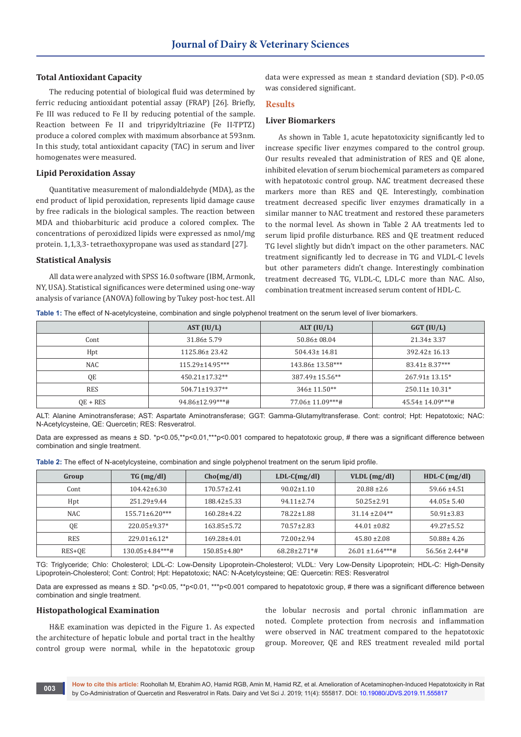### Total Antioxidant Capacity

The reducing potential of biological fluid was determined by ferric reducing antioxidant potential assay (FRAP) [26]. Briefly, Fe III was reduced to Fe II by reducing potential of the sample. Reaction between Fe II and tripyridyltriazine (Fe II-TPTZ) produce a colored complex with maximum absorbance at 593nm. In this study, total antioxidant capacity (TAC) in serum and liver homogenates were measured.

### Lipid Peroxidation Assay

Quantitative measurement of malondialdehyde (MDA), as the end product of lipid peroxidation, represents lipid damage cause by free radicals in the biological samples. The reaction between MDA and thiobarbituric acid produce a colored complex. The concentrations of peroxidized lipids were expressed as nmol/mg protein. 1,1,3,3- tetraethoxypropane was used as standard [27].

### Statistical Analysis

All data were analyzed with SPSS 16.0 software (IBM, Armonk, NY, USA). Statistical significances were determined using one-way analysis of variance (ANOVA) following by Tukey post-hoc test. All data were expressed as mean ± standard deviation (SD). $P<0.05$ was considered significant.

## Results

### Liver Biomarkers

As shown in Table 1, acute hepatotoxicity significantly led to increase specific liver enzymes compared to the control group. Our results revealed that administration of RES and QE alone, inhibited elevation of serum biochemical parameters as compared with hepatotoxic control group. NAC treatment decreased these markers more than RES and QE. Interestingly, combination treatment decreased specific liver enzymes dramatically in a similar manner to NAC treatment and restored these parameters to the normal level. As shown in Table 2 AA treatments led to serum lipid profile disturbance. RES and QE treatment reduced TG level slightly but didn't impact on the other parameters. NAC treatment significantly led to decrease in TG and VLDL-C levels but other parameters didn't change. Interestingly combination treatment decreased TG, VLDL-C, LDL-C more than NAC. Also, combination treatment increased serum content of HDL-C.

**Table 1:** The effect of N-acetylcysteine, combination and single polyphenol treatment on the serum level of liver biomarkers.

| | AST (IU/L) | ALT (IU/L) | GGT (IU/L) |
|---|---|---|---|
| Cont | 31.86± 5.79 | 50.86± 08.04 | 21.34± 3.37 |
| Hpt | 1125.86± 23.42 | 504.43± 14.81 | 392.42± 16.13 |
| NAC | 115.29±14.95*** | 143.86± 13.58*** | 83.41± 8.37*** |
| QE | 450.21±17.32** | 387.49± 15.56** | 267.91± 13.15* |
| RES | 504.71±19.37** | 346± 11.50** | 250.11± 10.31* |
| QE + RES | 94.86±12.99***# | 77.06± 11.09***# | 45.54± 14.09***# |

ALT: Alanine Aminotransferase; AST: Aspartate Aminotransferase; GGT: Gamma-Glutamyltransferase. Cont: control; Hpt: Hepatotoxic; NAC: N-Acetylcysteine, QE: Quercetin; RES: Resveratrol.

Data are expressed as means ± SD. *$p<0.05$,**$p<0.01$,***$p<0.001$ compared to hepatotoxic group, # there was a significant difference between combination and single treatment.

**Table 2:** The effect of N-acetylcysteine, combination and single polyphenol treatment on the serum lipid profile.

| Group | TG (mg/dl) | Cho(mg/dl) | LDL-C(mg/dl) | VLDL (mg/dl) | HDL-C (mg/dl) |
|---|---|---|---|---|---|
| Cont | 104.42±6.30 | 170.57±2.41 | 90.02±1.10 | 20.88 ±2.6 | 59.66 ±4.51 |
| Hpt | 251.29±9.44 | 188.42±5.33 | 94.11±2.74 | 50.25±2.91 | 44.05± 5.40 |
| NAC | 155.71±6.20*** | 160.28±4.22 | 78.22±1.88 | 31.14 ±2.04** | 50.91±3.83 |
| QE | 220.05±9.37* | 163.85±5.72 | 70.57±2.83 | 44.01 ±0.82 | 49.27±5.52 |
| RES | 229.01±6.12* | 169.28±4.01 | 72.00±2.94 | 45.80 ±2.08 | 50.88± 4.26 |
| RES+QE | 130.05±4.84***# | 150.85±4.80* | 68.28±2.71*# | 26.01 ±1.64***# | 56.56± 2.44*# |

TG: Triglyceride; Chlo: Cholesterol; LDL-C: Low-Density Lipoprotein-Cholesterol; VLDL: Very Low-Density Lipoprotein; HDL-C: High-Density Lipoprotein-Cholesterol; Cont: Control; Hpt: Hepatotoxic; NAC: N-Acetylcysteine; QE: Quercetin: RES: Resveratrol

Data are expressed as means ± SD. *$p<0.05$, **$p<0.01$, ***$p<0.001$ compared to hepatotoxic group, # there was a significant difference between combination and single treatment.

### Histopathological Examination

H&E examination was depicted in the Figure 1. As expected the architecture of hepatic lobule and portal tract in the healthy control group were normal, while in the hepatotoxic group the lobular necrosis and portal chronic inflammation are noted. Complete protection from necrosis and inflammation were observed in NAC treatment compared to the hepatotoxic group. Moreover, QE and RES treatment revealed mild portal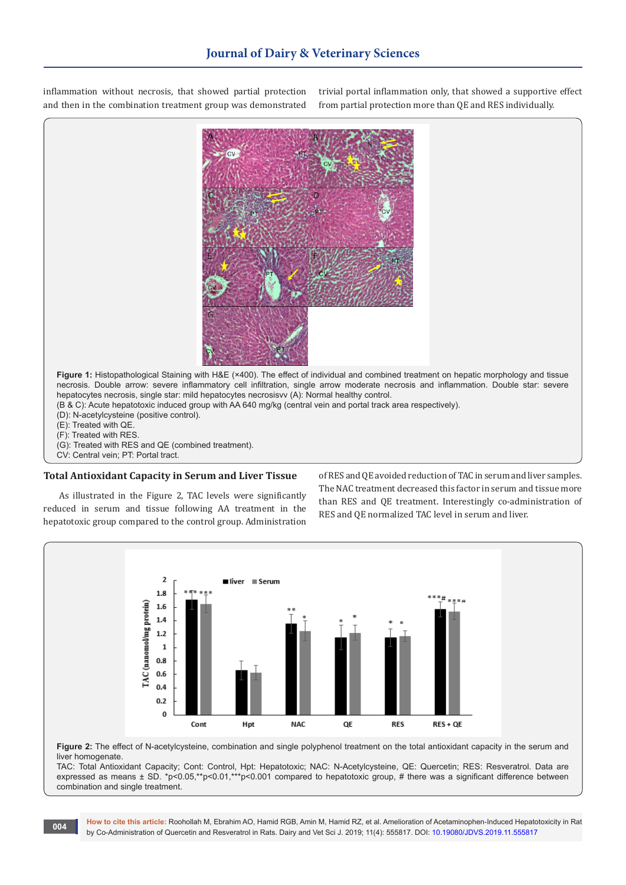inflammation without necrosis, that showed partial protection and then in the combination treatment group was demonstrated trivial portal inflammation only, that showed a supportive effect from partial protection more than QE and RES individually.

**Figure 1:** Histopathological Staining with H&E (×400). The effect of individual and combined treatment on hepatic morphology and tissue necrosis. Double arrow: severe inflammatory cell infiltration, single arrow moderate necrosis and inflammation. Double star: severe hepatocytes necrosis, single star: mild hepatocytes necrosisvv (A): Normal healthy control.
(B & C): Acute hepatotoxic induced group with AA 640 mg/kg (central vein and portal track area respectively).
(D): N-acetylcysteine (positive control).
(E): Treated with QE.
(F): Treated with RES.
(G): Treated with RES and QE (combined treatment).
CV: Central vein; PT: Portal tract.

## Total Antioxidant Capacity in Serum and Liver Tissue

As illustrated in the Figure 2, TAC levels were significantly reduced in serum and tissue following AA treatment in the hepatotoxic group compared to the control group. Administration of RES and QE avoided reduction of TAC in serum and liver samples. The NAC treatment decreased this factor in serum and tissue more than RES and QE treatment. Interestingly co-administration of RES and QE normalized TAC level in serum and liver.

**Figure 2:** The effect of N-acetylcysteine, combination and single polyphenol treatment on the total antioxidant capacity in the serum and liver homogenate.
TAC: Total Antioxidant Capacity; Cont: Control, Hpt: Hepatotoxic; NAC: N-Acetylcysteine, QE: Quercetin; RES: Resveratrol. Data are expressed as means ± SD. *p<0.05,**p<0.01,***p<0.001 compared to hepatotoxic group, # there was a significant difference between combination and single treatment.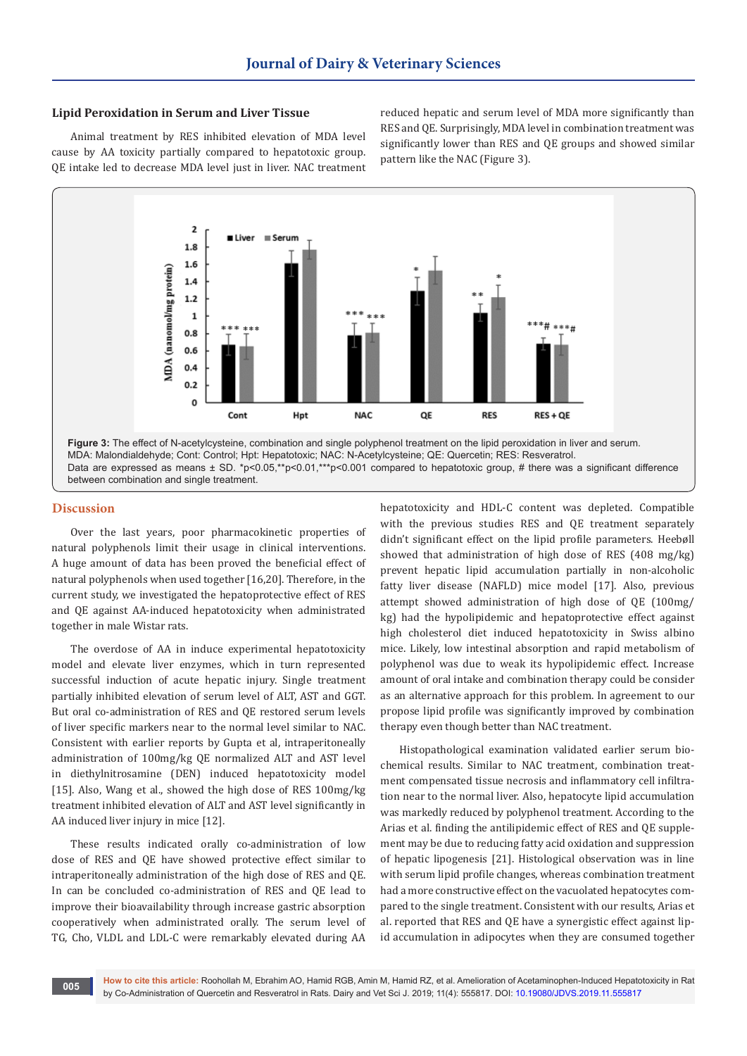### Lipid Peroxidation in Serum and Liver Tissue

Animal treatment by RES inhibited elevation of MDA level cause by AA toxicity partially compared to hepatotoxic group. QE intake led to decrease MDA level just in liver. NAC treatment reduced hepatic and serum level of MDA more significantly than RES and QE. Surprisingly, MDA level in combination treatment was significantly lower than RES and QE groups and showed similar pattern like the NAC (Figure 3).

**Figure 3:** The effect of N-acetylcysteine, combination and single polyphenol treatment on the lipid peroxidation in liver and serum. MDA: Malondialdehyde; Cont: Control; Hpt: Hepatotoxic; NAC: N-Acetylcysteine; QE: Quercetin; RES: Resveratrol.
Data are expressed as means ± SD. *p<0.05,**p<0.01,***p<0.001 compared to hepatotoxic group, # there was a significant difference between combination and single treatment.

## Discussion

Over the last years, poor pharmacokinetic properties of natural polyphenols limit their usage in clinical interventions. A huge amount of data has been proved the beneficial effect of natural polyphenols when used together [16,20]. Therefore, in the current study, we investigated the hepatoprotective effect of RES and QE against AA-induced hepatotoxicity when administrated together in male Wistar rats.

The overdose of AA in induce experimental hepatotoxicity model and elevate liver enzymes, which in turn represented successful induction of acute hepatic injury. Single treatment partially inhibited elevation of serum level of ALT, AST and GGT. But oral co-administration of RES and QE restored serum levels of liver specific markers near to the normal level similar to NAC. Consistent with earlier reports by Gupta et al, intraperitoneally administration of 100mg/kg QE normalized ALT and AST level in diethylnitrosamine (DEN) induced hepatotoxicity model [15]. Also, Wang et al., showed the high dose of RES 100mg/kg treatment inhibited elevation of ALT and AST level significantly in AA induced liver injury in mice [12].

These results indicated orally co-administration of low dose of RES and QE have showed protective effect similar to intraperitoneally administration of the high dose of RES and QE. In can be concluded co-administration of RES and QE lead to improve their bioavailability through increase gastric absorption cooperatively when administrated orally. The serum level of TG, Cho, VLDL and LDL-C were remarkably elevated during AA hepatotoxicity and HDL-C content was depleted. Compatible with the previous studies RES and QE treatment separately didn't significant effect on the lipid profile parameters. Heebøll showed that administration of high dose of RES (408 mg/kg) prevent hepatic lipid accumulation partially in non-alcoholic fatty liver disease (NAFLD) mice model [17]. Also, previous attempt showed administration of high dose of QE (100mg/kg) had the hypolipidemic and hepatoprotective effect against high cholesterol diet induced hepatotoxicity in Swiss albino mice. Likely, low intestinal absorption and rapid metabolism of polyphenol was due to weak its hypolipidemic effect. Increase amount of oral intake and combination therapy could be consider as an alternative approach for this problem. In agreement to our propose lipid profile was significantly improved by combination therapy even though better than NAC treatment.

Histopathological examination validated earlier serum biochemical results. Similar to NAC treatment, combination treatment compensated tissue necrosis and inflammatory cell infiltration near to the normal liver. Also, hepatocyte lipid accumulation was markedly reduced by polyphenol treatment. According to the Arias et al. finding the antilipidemic effect of RES and QE supplement may be due to reducing fatty acid oxidation and suppression of hepatic lipogenesis [21]. Histological observation was in line with serum lipid profile changes, whereas combination treatment had a more constructive effect on the vacuolated hepatocytes compared to the single treatment. Consistent with our results, Arias et al. reported that RES and QE have a synergistic effect against lipid accumulation in adipocytes when they are consumed together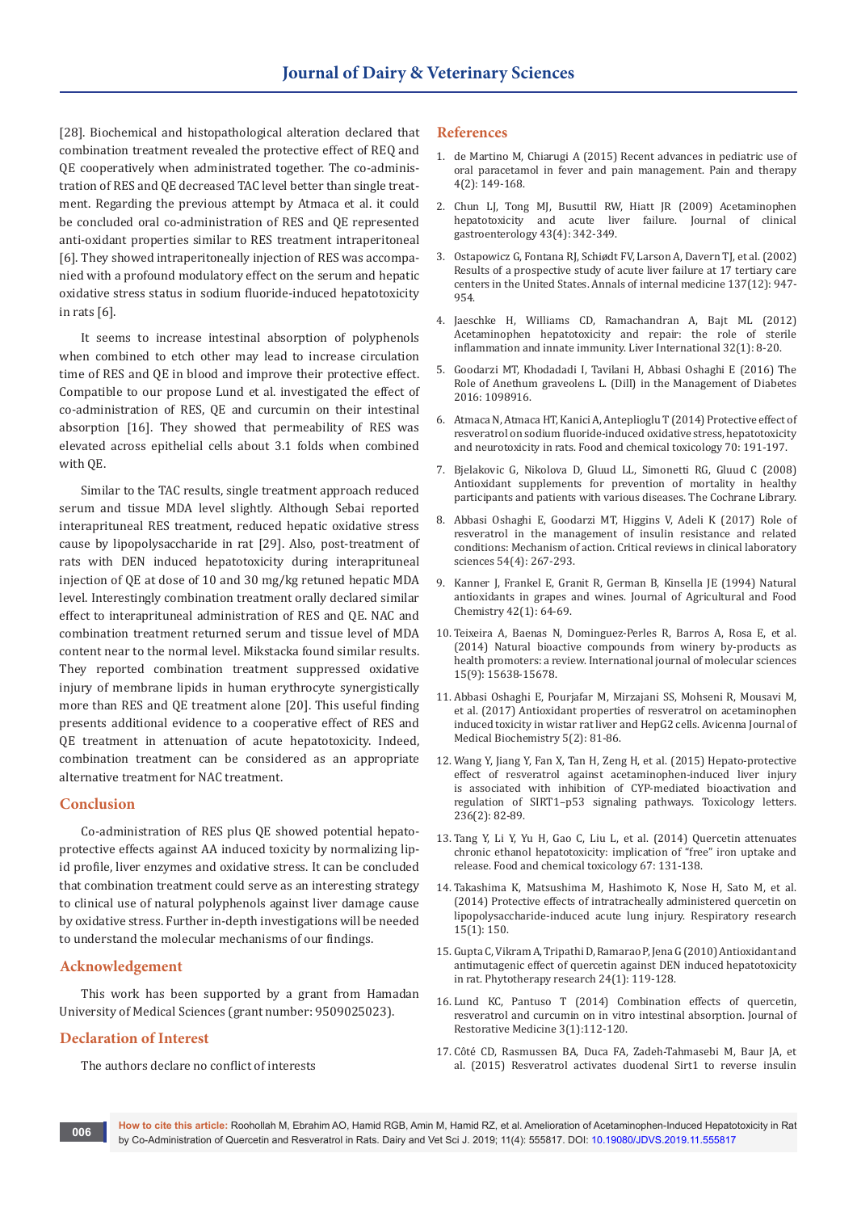[28]. Biochemical and histopathological alteration declared that combination treatment revealed the protective effect of REQ and QE cooperatively when administrated together. The co-administration of RES and QE decreased TAC level better than single treatment. Regarding the previous attempt by Atmaca et al. it could be concluded oral co-administration of RES and QE represented anti-oxidant properties similar to RES treatment intraperitoneal [6]. They showed intraperitoneally injection of RES was accompanied with a profound modulatory effect on the serum and hepatic oxidative stress status in sodium fluoride-induced hepatotoxicity in rats [6].

It seems to increase intestinal absorption of polyphenols when combined to etch other may lead to increase circulation time of RES and QE in blood and improve their protective effect. Compatible to our propose Lund et al. investigated the effect of co-administration of RES, QE and curcumin on their intestinal absorption [16]. They showed that permeability of RES was elevated across epithelial cells about 3.1 folds when combined with QE.

Similar to the TAC results, single treatment approach reduced serum and tissue MDA level slightly. Although Sebai reported interaprituneal RES treatment, reduced hepatic oxidative stress cause by lipopolysaccharide in rat [29]. Also, post-treatment of rats with DEN induced hepatotoxicity during interaprituneal injection of QE at dose of 10 and 30 mg/kg retuned hepatic MDA level. Interestingly combination treatment orally declared similar effect to interaprituneal administration of RES and QE. NAC and combination treatment returned serum and tissue level of MDA content near to the normal level. Mikstacka found similar results. They reported combination treatment suppressed oxidative injury of membrane lipids in human erythrocyte synergistically more than RES and QE treatment alone [20]. This useful finding presents additional evidence to a cooperative effect of RES and QE treatment in attenuation of acute hepatotoxicity. Indeed, combination treatment can be considered as an appropriate alternative treatment for NAC treatment.

## Conclusion

Co-administration of RES plus QE showed potential hepatoprotective effects against AA induced toxicity by normalizing lipid profile, liver enzymes and oxidative stress. It can be concluded that combination treatment could serve as an interesting strategy to clinical use of natural polyphenols against liver damage cause by oxidative stress. Further in-depth investigations will be needed to understand the molecular mechanisms of our findings.

## Acknowledgement

This work has been supported by a grant from Hamadan University of Medical Sciences (grant number: 9509025023).

## Declaration of Interest

The authors declare no conflict of interests

## References

1. de Martino M, Chiarugi A (2015) Recent advances in pediatric use of oral paracetamol in fever and pain management. Pain and therapy 4(2): 149-168.
2. Chun LJ, Tong MJ, Busuttil RW, Hiatt JR (2009) Acetaminophen hepatotoxicity and acute liver failure. Journal of clinical gastroenterology 43(4): 342-349.
3. Ostapowicz G, Fontana RJ, Schiødt FV, Larson A, Davern TJ, et al. (2002) Results of a prospective study of acute liver failure at 17 tertiary care centers in the United States. Annals of internal medicine 137(12): 947-954.
4. Jaeschke H, Williams CD, Ramachandran A, Bajt ML (2012) Acetaminophen hepatotoxicity and repair: the role of sterile inflammation and innate immunity. Liver International 32(1): 8-20.
5. Goodarzi MT, Khodadadi I, Tavilani H, Abbasi Oshaghi E (2016) The Role of Anethum graveolens L. (Dill) in the Management of Diabetes 2016: 1098916.
6. Atmaca N, Atmaca HT, Kanici A, Anteplioglu T (2014) Protective effect of resveratrol on sodium fluoride-induced oxidative stress, hepatotoxicity and neurotoxicity in rats. Food and chemical toxicology 70: 191-197.
7. Bjelakovic G, Nikolova D, Gluud LL, Simonetti RG, Gluud C (2008) Antioxidant supplements for prevention of mortality in healthy participants and patients with various diseases. The Cochrane Library.
8. Abbasi Oshaghi E, Goodarzi MT, Higgins V, Adeli K (2017) Role of resveratrol in the management of insulin resistance and related conditions: Mechanism of action. Critical reviews in clinical laboratory sciences 54(4): 267-293.
9. Kanner J, Frankel E, Granit R, German B, Kinsella JE (1994) Natural antioxidants in grapes and wines. Journal of Agricultural and Food Chemistry 42(1): 64-69.
10. Teixeira A, Baenas N, Dominguez-Perles R, Barros A, Rosa E, et al. (2014) Natural bioactive compounds from winery by-products as health promoters: a review. International journal of molecular sciences 15(9): 15638-15678.
11. Abbasi Oshaghi E, Pourjafar M, Mirzajani SS, Mohseni R, Mousavi M, et al. (2017) Antioxidant properties of resveratrol on acetaminophen induced toxicity in wistar rat liver and HepG2 cells. Avicenna Journal of Medical Biochemistry 5(2): 81-86.
12. Wang Y, Jiang Y, Fan X, Tan H, Zeng H, et al. (2015) Hepato-protective effect of resveratrol against acetaminophen-induced liver injury is associated with inhibition of CYP-mediated bioactivation and regulation of SIRT1–p53 signaling pathways. Toxicology letters. 236(2): 82-89.
13. Tang Y, Li Y, Yu H, Gao C, Liu L, et al. (2014) Quercetin attenuates chronic ethanol hepatotoxicity: implication of "free" iron uptake and release. Food and chemical toxicology 67: 131-138.
14. Takashima K, Matsushima M, Hashimoto K, Nose H, Sato M, et al. (2014) Protective effects of intratracheally administered quercetin on lipopolysaccharide-induced acute lung injury. Respiratory research 15(1): 150.
15. Gupta C, Vikram A, Tripathi D, Ramarao P, Jena G (2010) Antioxidant and antimutagenic effect of quercetin against DEN induced hepatotoxicity in rat. Phytotherapy research 24(1): 119-128.
16. Lund KC, Pantuso T (2014) Combination effects of quercetin, resveratrol and curcumin on in vitro intestinal absorption. Journal of Restorative Medicine 3(1):112-120.
17. Côté CD, Rasmussen BA, Duca FA, Zadeh-Tahmasebi M, Baur JA, et al. (2015) Resveratrol activates duodenal Sirt1 to reverse insulin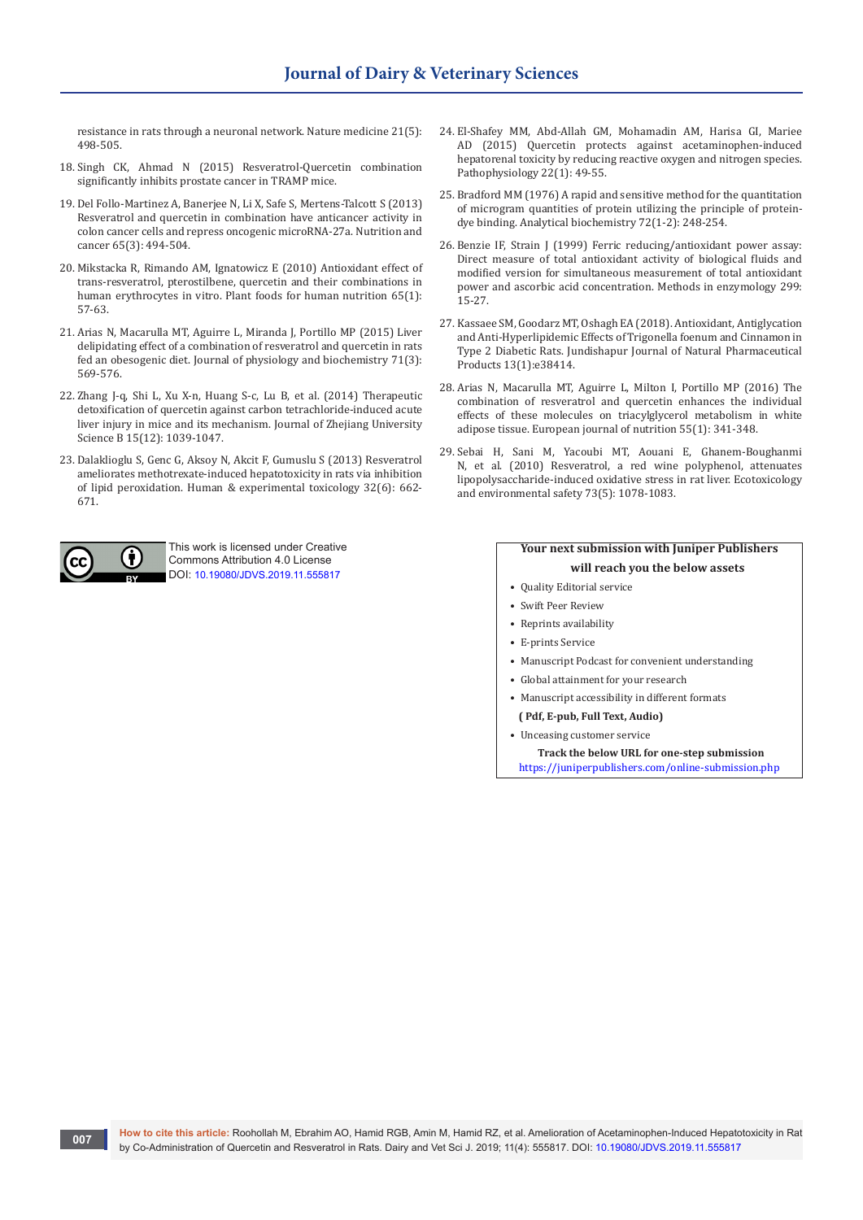resistance in rats through a neuronal network. Nature medicine 21(5): 498-505.

18. Singh CK, Ahmad N (2015) Resveratrol-Quercetin combination significantly inhibits prostate cancer in TRAMP mice.
19. Del Follo-Martinez A, Banerjee N, Li X, Safe S, Mertens-Talcott S (2013) Resveratrol and quercetin in combination have anticancer activity in colon cancer cells and repress oncogenic microRNA-27a. Nutrition and cancer 65(3): 494-504.
20. Mikstacka R, Rimando AM, Ignatowicz E (2010) Antioxidant effect of trans-resveratrol, pterostilbene, quercetin and their combinations in human erythrocytes in vitro. Plant foods for human nutrition 65(1): 57-63.
21. Arias N, Macarulla MT, Aguirre L, Miranda J, Portillo MP (2015) Liver delipidating effect of a combination of resveratrol and quercetin in rats fed an obesogenic diet. Journal of physiology and biochemistry 71(3): 569-576.
22. Zhang J-q, Shi L, Xu X-n, Huang S-c, Lu B, et al. (2014) Therapeutic detoxification of quercetin against carbon tetrachloride-induced acute liver injury in mice and its mechanism. Journal of Zhejiang University Science B 15(12): 1039-1047.
23. Dalaklioglu S, Genc G, Aksoy N, Akcit F, Gumuslu S (2013) Resveratrol ameliorates methotrexate-induced hepatotoxicity in rats via inhibition of lipid peroxidation. Human & experimental toxicology 32(6): 662-671.
24. El-Shafey MM, Abd-Allah GM, Mohamadin AM, Harisa GI, Mariee AD (2015) Quercetin protects against acetaminophen-induced hepatorenal toxicity by reducing reactive oxygen and nitrogen species. Pathophysiology 22(1): 49-55.
25. Bradford MM (1976) A rapid and sensitive method for the quantitation of microgram quantities of protein utilizing the principle of protein-dye binding. Analytical biochemistry 72(1-2): 248-254.
26. Benzie IF, Strain J (1999) Ferric reducing/antioxidant power assay: Direct measure of total antioxidant activity of biological fluids and modified version for simultaneous measurement of total antioxidant power and ascorbic acid concentration. Methods in enzymology 299: 15-27.
27. Kassaee SM, Goodarz MT, Oshagh EA (2018). Antioxidant, Antiglycation and Anti-Hyperlipidemic Effects of Trigonella foenum and Cinnamon in Type 2 Diabetic Rats. Jundishapur Journal of Natural Pharmaceutical Products 13(1):e38414.
28. Arias N, Macarulla MT, Aguirre L, Milton I, Portillo MP (2016) The combination of resveratrol and quercetin enhances the individual effects of these molecules on triacylglycerol metabolism in white adipose tissue. European journal of nutrition 55(1): 341-348.
29. Sebai H, Sani M, Yacoubi MT, Aouani E, Ghanem-Boughanmi N, et al. (2010) Resveratrol, a red wine polyphenol, attenuates lipopolysaccharide-induced oxidative stress in rat liver. Ecotoxicology and environmental safety 73(5): 1078-1083.

This work is licensed under Creative Commons Attribution 4.0 License
DOI: 10.19080/JDVS.2019.11.555817

**Your next submission with Juniper Publishers will reach you the below assets**

- Quality Editorial service
- Swift Peer Review
- Reprints availability
- E-prints Service
- Manuscript Podcast for convenient understanding
- Global attainment for your research
- Manuscript accessibility in different formats

  **( Pdf, E-pub, Full Text, Audio)**
- Unceasing customer service

**Track the below URL for one-step submission**
https://juniperpublishers.com/online-submission.php

**How to cite this article:** Roohollah M, Ebrahim AO, Hamid RGB, Amin M, Hamid RZ, et al. Amelioration of Acetaminophen-Induced Hepatotoxicity in Rat by Co-Administration of Quercetin and Resveratrol in Rats. Dairy and Vet Sci J. 2019; 11(4): 555817. DOI: 10.19080/JDVS.2019.11.555817